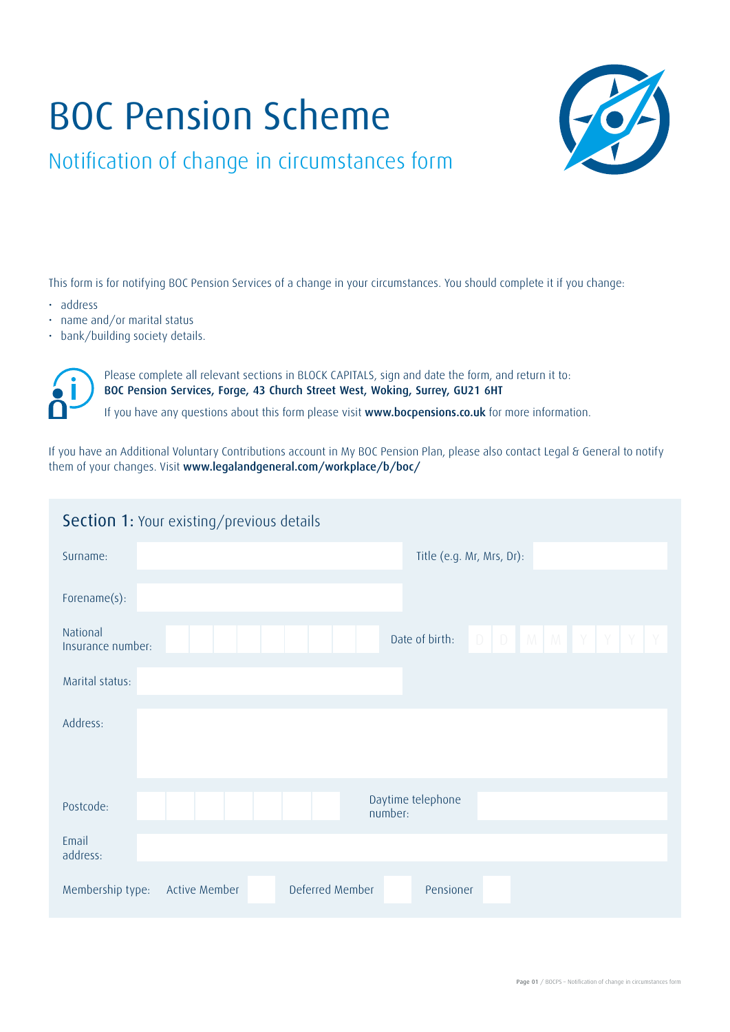# BOC Pension Scheme

## Notification of change in circumstances form

This form is for notifying BOC Pension Services of a change in your circumstances. You should complete it if you change:

- address
- name and/or marital status
- bank/building society details.

Please complete all relevant sections in BLOCK CAPITALS, sign and date the form, and return it to:
**BOC Pension Services, Forge, 43 Church Street West, Woking, Surrey, GU21 6HT**

If you have any questions about this form please visit **www.bocpensions.co.uk** for more information.

If you have an Additional Voluntary Contributions account in My BOC Pension Plan, please also contact Legal & General to notify them of your changes. Visit **www.legalandgeneral.com/workplace/b/boc/**

## Section 1: Your existing/previous details

| | | | |
|---|---|---|---|
| Surname: | | Title (e.g. Mr, Mrs, Dr): | |
| Forename(s): | | | |
| National Insurance number: | | Date of birth: | D D M M Y Y Y Y |
| Marital status: | | | |
| Address: | | | |
| Postcode: | | Daytime telephone number: | |
| Email address: | | | |

Membership type: Active Member ☐ Deferred Member ☐ Pensioner ☐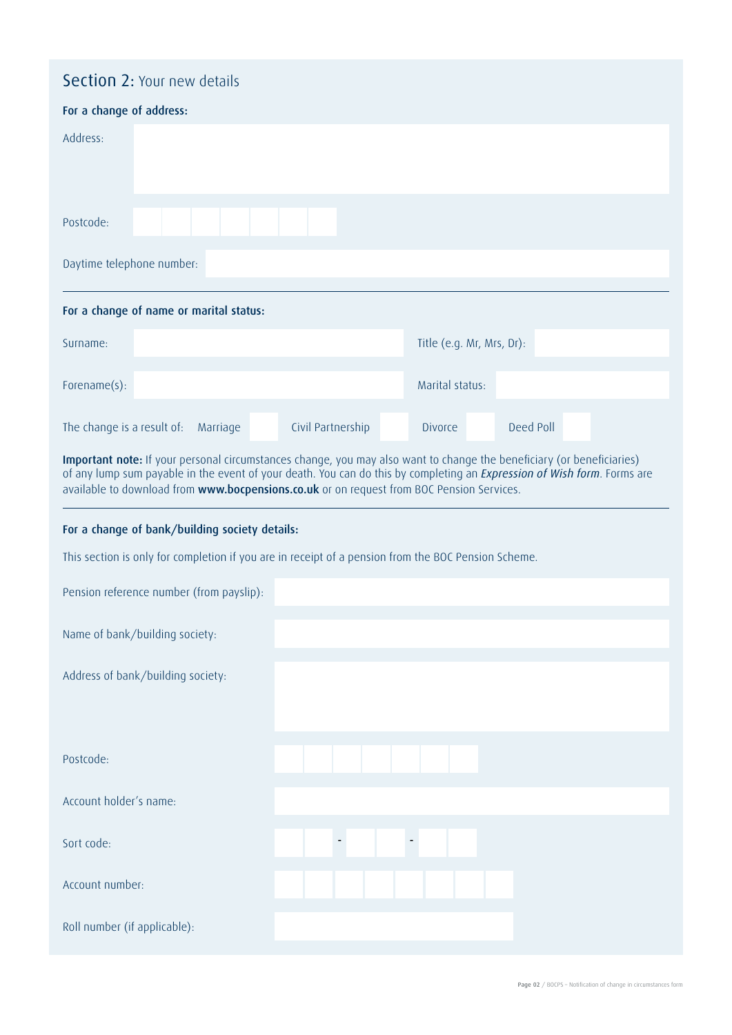## Section 2: Your new details

### For a change of address:

Address:

Postcode:

Daytime telephone number:

---

### For a change of name or marital status:

Surname:

Title (e.g. Mr, Mrs, Dr):

Forename(s):

Marital status:

The change is a result of: Marriage ☐ Civil Partnership ☐ Divorce ☐ Deed Poll ☐

**Important note:** If your personal circumstances change, you may also want to change the beneficiary (or beneficiaries) of any lump sum payable in the event of your death. You can do this by completing an ***Expression of Wish form***. Forms are available to download from **www.bocpensions.co.uk** or on request from BOC Pension Services.

---

### For a change of bank/building society details:

This section is only for completion if you are in receipt of a pension from the BOC Pension Scheme.

Pension reference number (from payslip):

Name of bank/building society:

Address of bank/building society:

Postcode:

Account holder's name:

Sort code: - -

Account number:

Roll number (if applicable):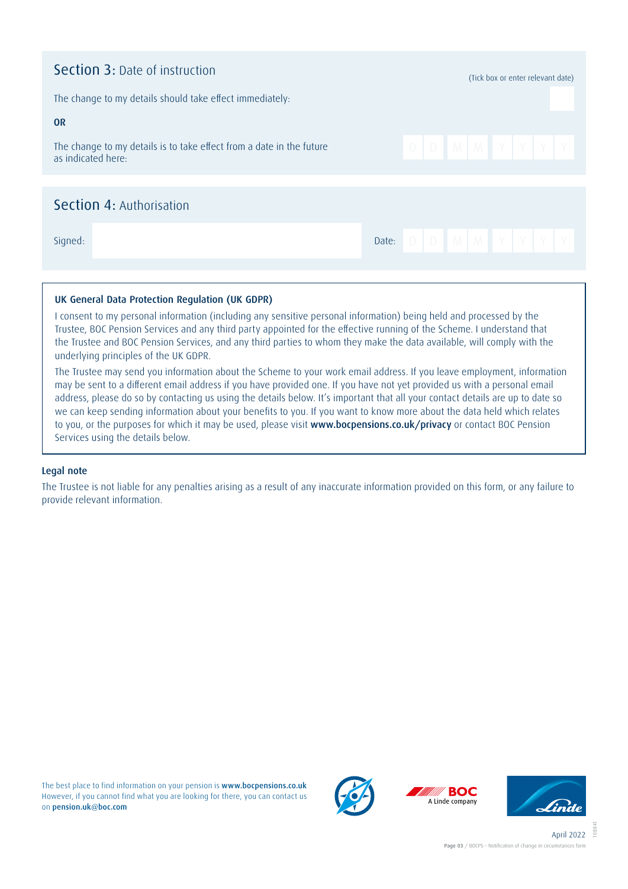## Section 3: Date of instruction

(Tick box or enter relevant date)

The change to my details should take effect immediately: ☐

**OR**

The change to my details is to take effect from a date in the future as indicated here: D D M M Y Y Y Y

## Section 4: Authorisation

Signed: ____________________ Date: D D M M Y Y Y Y

**UK General Data Protection Regulation (UK GDPR)**

I consent to my personal information (including any sensitive personal information) being held and processed by the Trustee, BOC Pension Services and any third party appointed for the effective running of the Scheme. I understand that the Trustee and BOC Pension Services, and any third parties to whom they make the data available, will comply with the underlying principles of the UK GDPR.

The Trustee may send you information about the Scheme to your work email address. If you leave employment, information may be sent to a different email address if you have provided one. If you have not yet provided us with a personal email address, please do so by contacting us using the details below. It's important that all your contact details are up to date so we can keep sending information about your benefits to you. If you want to know more about the data held which relates to you, or the purposes for which it may be used, please visit **www.bocpensions.co.uk/privacy** or contact BOC Pension Services using the details below.

**Legal note**

The Trustee is not liable for any penalties arising as a result of any inaccurate information provided on this form, or any failure to provide relevant information.

The best place to find information on your pension is **www.bocpensions.co.uk**
However, if you cannot find what you are looking for there, you can contact us on **pension.uk@boc.com**

BOC A Linde company

Linde

April 2022